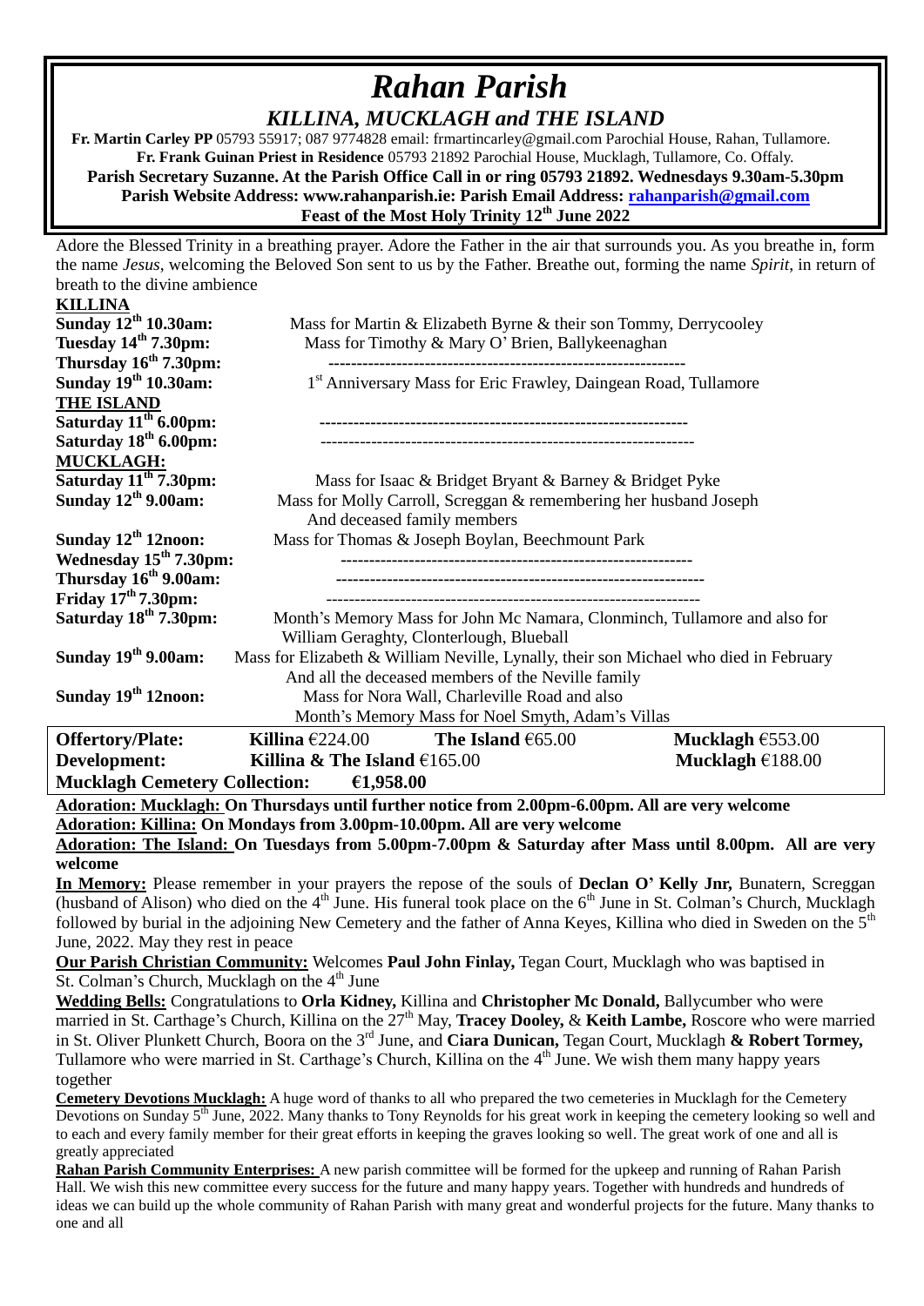# *Rahan Parish*

## *KILLINA, MUCKLAGH and THE ISLAND*

**Fr. Martin Carley PP** 05793 55917; 087 9774828 email: frmartincarley@gmail.com Parochial House, Rahan, Tullamore.
**Fr. Frank Guinan Priest in Residence** 05793 21892 Parochial House, Mucklagh, Tullamore, Co. Offaly.
**Parish Secretary Suzanne. At the Parish Office Call in or ring 05793 21892. Wednesdays 9.30am-5.30pm**
**Parish Website Address: www.rahanparish.ie: Parish Email Address: rahanparish@gmail.com**
**Feast of the Most Holy Trinity 12th June 2022**

Adore the Blessed Trinity in a breathing prayer. Adore the Father in the air that surrounds you. As you breathe in, form the name *Jesus*, welcoming the Beloved Son sent to us by the Father. Breathe out, forming the name *Spirit*, in return of breath to the divine ambience

**KILLINA**

| | |
|---|---|
| **Sunday 12th 10.30am:** | Mass for Martin & Elizabeth Byrne & their son Tommy, Derrycooley |
| **Tuesday 14th 7.30pm:** | Mass for Timothy & Mary O' Brien, Ballykeenaghan |
| **Thursday 16th 7.30pm:** | -------------------------------------------------------------- |
| **Sunday 19th 10.30am:** | 1st Anniversary Mass for Eric Frawley, Daingean Road, Tullamore |

**THE ISLAND**

| | |
|---|---|
| **Saturday 11th 6.00pm:** | ---------------------------------------------------------------- |
| **Saturday 18th 6.00pm:** | ---------------------------------------------------------------- |

**MUCKLAGH:**

| | |
|---|---|
| **Saturday 11th 7.30pm:** | Mass for Isaac & Bridget Bryant & Barney & Bridget Pyke |
| **Sunday 12th 9.00am:** | Mass for Molly Carroll, Screggan & remembering her husband Joseph And deceased family members |
| **Sunday 12th 12noon:** | Mass for Thomas & Joseph Boylan, Beechmount Park |
| **Wednesday 15th 7.30pm:** | -------------------------------------------------------------- |
| **Thursday 16th 9.00am:** | ---------------------------------------------------------------- |
| **Friday 17th 7.30pm:** | ---------------------------------------------------------------- |
| **Saturday 18th 7.30pm:** | Month's Memory Mass for John Mc Namara, Clonminch, Tullamore and also for William Geraghty, Clonterlough, Blueball |
| **Sunday 19th 9.00am:** | Mass for Elizabeth & William Neville, Lynally, their son Michael who died in February And all the deceased members of the Neville family |
| **Sunday 19th 12noon:** | Mass for Nora Wall, Charleville Road and also Month's Memory Mass for Noel Smyth, Adam's Villas |

| | | | |
|---|---|---|---|
| **Offertory/Plate:** | **Killina** €224.00 | **The Island** €65.00 | **Mucklagh** €553.00 |
| **Development:** | **Killina & The Island** €165.00 | | **Mucklagh** €188.00 |
| **Mucklagh Cemetery Collection:** | **€1,958.00** | | |

**Adoration: Mucklagh: On Thursdays until further notice from 2.00pm-6.00pm. All are very welcome**

**Adoration: Killina: On Mondays from 3.00pm-10.00pm. All are very welcome**

**Adoration: The Island: On Tuesdays from 5.00pm-7.00pm & Saturday after Mass until 8.00pm. All are very welcome**

**In Memory:** Please remember in your prayers the repose of the souls of **Declan O' Kelly Jnr,** Bunatern, Screggan (husband of Alison) who died on the 4th June. His funeral took place on the 6th June in St. Colman's Church, Mucklagh followed by burial in the adjoining New Cemetery and the father of Anna Keyes, Killina who died in Sweden on the 5th June, 2022. May they rest in peace

**Our Parish Christian Community:** Welcomes **Paul John Finlay,** Tegan Court, Mucklagh who was baptised in St. Colman's Church, Mucklagh on the 4th June

**Wedding Bells:** Congratulations to **Orla Kidney,** Killina and **Christopher Mc Donald,** Ballycumber who were married in St. Carthage's Church, Killina on the 27th May, **Tracey Dooley,** & **Keith Lambe,** Roscore who were married in St. Oliver Plunkett Church, Boora on the 3rd June, and **Ciara Dunican,** Tegan Court, Mucklagh **& Robert Tormey,** Tullamore who were married in St. Carthage's Church, Killina on the 4th June. We wish them many happy years together

**Cemetery Devotions Mucklagh:** A huge word of thanks to all who prepared the two cemeteries in Mucklagh for the Cemetery Devotions on Sunday 5th June, 2022. Many thanks to Tony Reynolds for his great work in keeping the cemetery looking so well and to each and every family member for their great efforts in keeping the graves looking so well. The great work of one and all is greatly appreciated

**Rahan Parish Community Enterprises:** A new parish committee will be formed for the upkeep and running of Rahan Parish Hall. We wish this new committee every success for the future and many happy years. Together with hundreds and hundreds of ideas we can build up the whole community of Rahan Parish with many great and wonderful projects for the future. Many thanks to one and all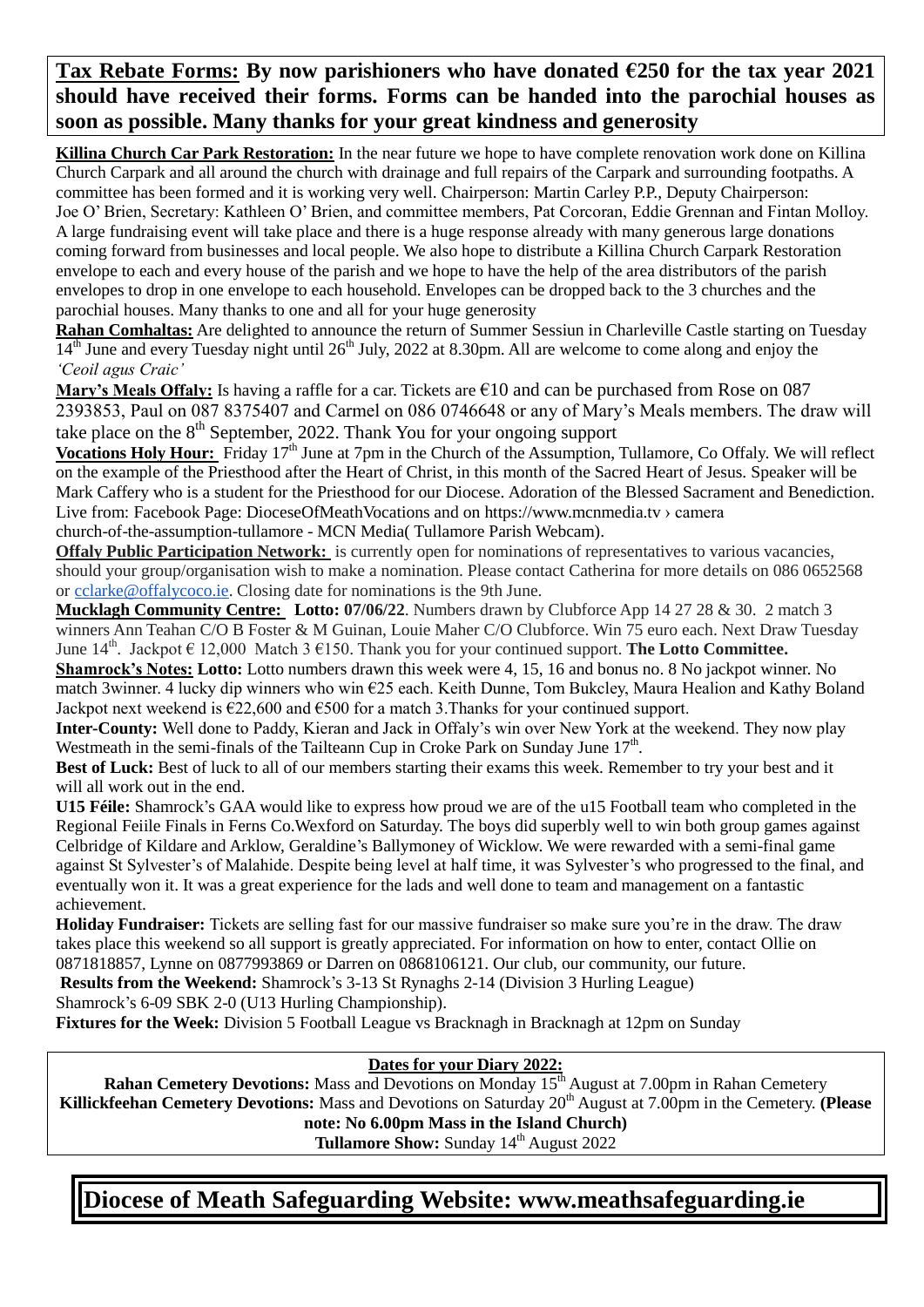**Tax Rebate Forms: By now parishioners who have donated €250 for the tax year 2021 should have received their forms. Forms can be handed into the parochial houses as soon as possible. Many thanks for your great kindness and generosity**

**Killina Church Car Park Restoration:** In the near future we hope to have complete renovation work done on Killina Church Carpark and all around the church with drainage and full repairs of the Carpark and surrounding footpaths. A committee has been formed and it is working very well. Chairperson: Martin Carley P.P., Deputy Chairperson: Joe O' Brien, Secretary: Kathleen O' Brien, and committee members, Pat Corcoran, Eddie Grennan and Fintan Molloy. A large fundraising event will take place and there is a huge response already with many generous large donations coming forward from businesses and local people. We also hope to distribute a Killina Church Carpark Restoration envelope to each and every house of the parish and we hope to have the help of the area distributors of the parish envelopes to drop in one envelope to each household. Envelopes can be dropped back to the 3 churches and the parochial houses. Many thanks to one and all for your huge generosity

**Rahan Comhaltas:** Are delighted to announce the return of Summer Sessiun in Charleville Castle starting on Tuesday 14th June and every Tuesday night until 26th July, 2022 at 8.30pm. All are welcome to come along and enjoy the *'Ceoil agus Craic'*

**Mary's Meals Offaly:** Is having a raffle for a car. Tickets are €10 and can be purchased from Rose on 087 2393853, Paul on 087 8375407 and Carmel on 086 0746648 or any of Mary's Meals members. The draw will take place on the 8th September, 2022. Thank You for your ongoing support

**Vocations Holy Hour:** Friday 17th June at 7pm in the Church of the Assumption, Tullamore, Co Offaly. We will reflect on the example of the Priesthood after the Heart of Christ, in this month of the Sacred Heart of Jesus. Speaker will be Mark Caffery who is a student for the Priesthood for our Diocese. Adoration of the Blessed Sacrament and Benediction. Live from: Facebook Page: DioceseOfMeathVocations and on https://www.mcnmedia.tv › camera church-of-the-assumption-tullamore - MCN Media( Tullamore Parish Webcam).

**Offaly Public Participation Network:** is currently open for nominations of representatives to various vacancies, should your group/organisation wish to make a nomination. Please contact Catherina for more details on 086 0652568 or cclarke@offalycoco.ie. Closing date for nominations is the 9th June.

**Mucklagh Community Centre: Lotto: 07/06/22**. Numbers drawn by Clubforce App 14 27 28 & 30. 2 match 3 winners Ann Teahan C/O B Foster & M Guinan, Louie Maher C/O Clubforce. Win 75 euro each. Next Draw Tuesday June 14th. Jackpot € 12,000 Match 3 €150. Thank you for your continued support. **The Lotto Committee.**

**Shamrock's Notes: Lotto:** Lotto numbers drawn this week were 4, 15, 16 and bonus no. 8 No jackpot winner. No match 3winner. 4 lucky dip winners who win €25 each. Keith Dunne, Tom Bukcley, Maura Healion and Kathy Boland Jackpot next weekend is €22,600 and €500 for a match 3.Thanks for your continued support.

**Inter-County:** Well done to Paddy, Kieran and Jack in Offaly's win over New York at the weekend. They now play Westmeath in the semi-finals of the Tailteann Cup in Croke Park on Sunday June 17th.

**Best of Luck:** Best of luck to all of our members starting their exams this week. Remember to try your best and it will all work out in the end.

**U15 Féile:** Shamrock's GAA would like to express how proud we are of the u15 Football team who completed in the Regional Feiile Finals in Ferns Co.Wexford on Saturday. The boys did superbly well to win both group games against Celbridge of Kildare and Arklow, Geraldine's Ballymoney of Wicklow. We were rewarded with a semi-final game against St Sylvester's of Malahide. Despite being level at half time, it was Sylvester's who progressed to the final, and eventually won it. It was a great experience for the lads and well done to team and management on a fantastic achievement.

**Holiday Fundraiser:** Tickets are selling fast for our massive fundraiser so make sure you're in the draw. The draw takes place this weekend so all support is greatly appreciated. For information on how to enter, contact Ollie on 0871818857, Lynne on 0877993869 or Darren on 0868106121. Our club, our community, our future.

**Results from the Weekend:** Shamrock's 3-13 St Rynaghs 2-14 (Division 3 Hurling League)
Shamrock's 6-09 SBK 2-0 (U13 Hurling Championship).

**Fixtures for the Week:** Division 5 Football League vs Bracknagh in Bracknagh at 12pm on Sunday

**Dates for your Diary 2022:**

**Rahan Cemetery Devotions:** Mass and Devotions on Monday 15th August at 7.00pm in Rahan Cemetery
**Killickfeehan Cemetery Devotions:** Mass and Devotions on Saturday 20th August at 7.00pm in the Cemetery. **(Please note: No 6.00pm Mass in the Island Church)**
**Tullamore Show:** Sunday 14th August 2022

## Diocese of Meath Safeguarding Website: www.meathsafeguarding.ie